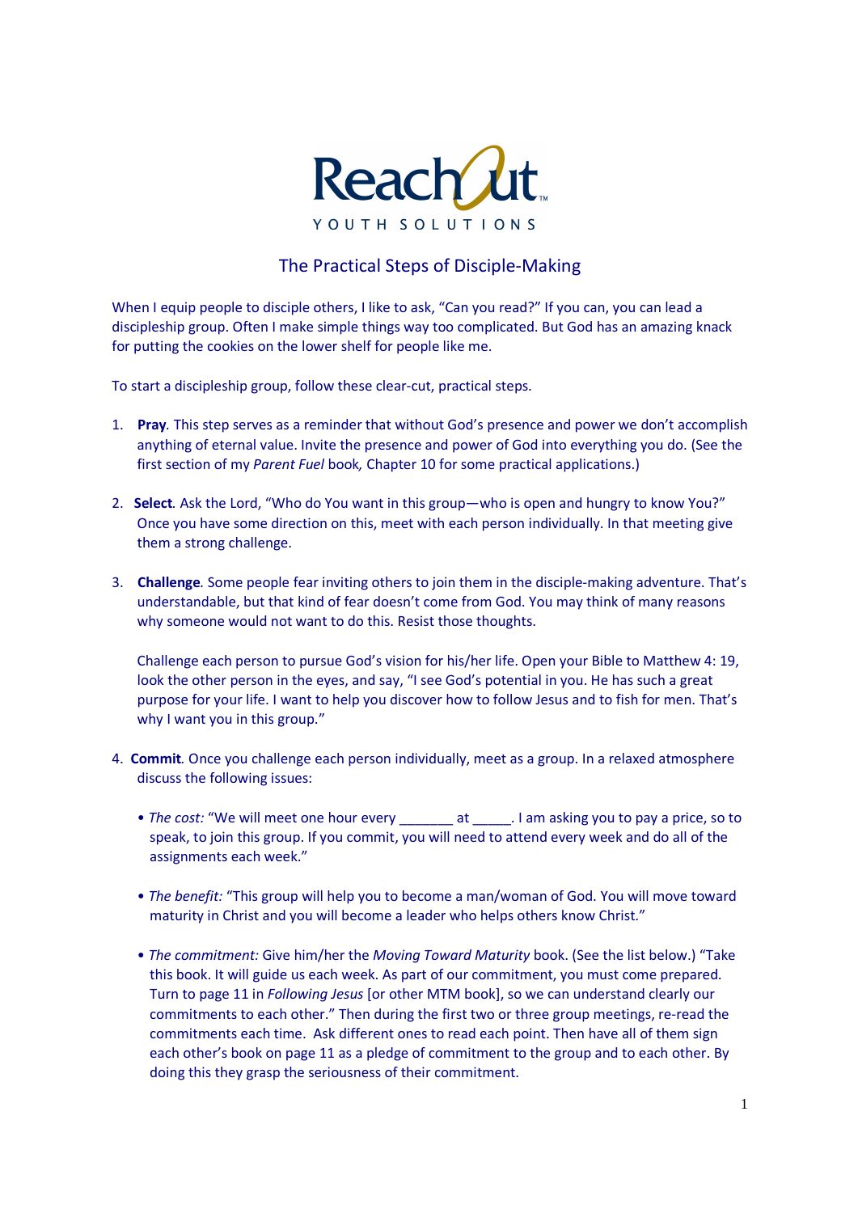ReachOut

YOUTH SOLUTIONS

# The Practical Steps of Disciple-Making

When I equip people to disciple others, I like to ask, "Can you read?" If you can, you can lead a discipleship group. Often I make simple things way too complicated. But God has an amazing knack for putting the cookies on the lower shelf for people like me.

To start a discipleship group, follow these clear-cut, practical steps.

1. **Pray**. This step serves as a reminder that without God's presence and power we don't accomplish anything of eternal value. Invite the presence and power of God into everything you do. (See the first section of my *Parent Fuel* book, Chapter 10 for some practical applications.)

2. **Select**. Ask the Lord, "Who do You want in this group—who is open and hungry to know You?" Once you have some direction on this, meet with each person individually. In that meeting give them a strong challenge.

3. **Challenge**. Some people fear inviting others to join them in the disciple-making adventure. That's understandable, but that kind of fear doesn't come from God. You may think of many reasons why someone would not want to do this. Resist those thoughts.

   Challenge each person to pursue God's vision for his/her life. Open your Bible to Matthew 4: 19, look the other person in the eyes, and say, "I see God's potential in you. He has such a great purpose for your life. I want to help you discover how to follow Jesus and to fish for men. That's why I want you in this group."

4. **Commit**. Once you challenge each person individually, meet as a group. In a relaxed atmosphere discuss the following issues:

   - *The cost:* "We will meet one hour every _______ at _____. I am asking you to pay a price, so to speak, to join this group. If you commit, you will need to attend every week and do all of the assignments each week."

   - *The benefit:* "This group will help you to become a man/woman of God. You will move toward maturity in Christ and you will become a leader who helps others know Christ."

   - *The commitment:* Give him/her the *Moving Toward Maturity* book. (See the list below.) "Take this book. It will guide us each week. As part of our commitment, you must come prepared. Turn to page 11 in *Following Jesus* [or other MTM book], so we can understand clearly our commitments to each other." Then during the first two or three group meetings, re-read the commitments each time. Ask different ones to read each point. Then have all of them sign each other's book on page 11 as a pledge of commitment to the group and to each other. By doing this they grasp the seriousness of their commitment.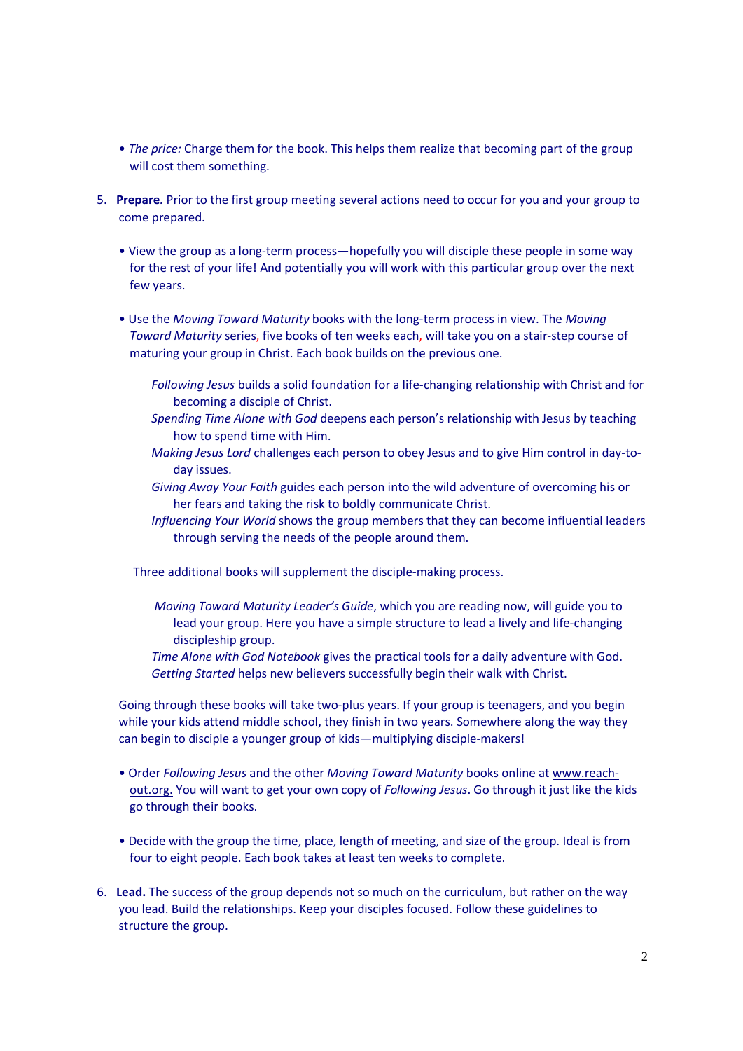- *The price:* Charge them for the book. This helps them realize that becoming part of the group will cost them something.

5. **Prepare**. Prior to the first group meeting several actions need to occur for you and your group to come prepared.

   - View the group as a long-term process—hopefully you will disciple these people in some way for the rest of your life! And potentially you will work with this particular group over the next few years.

   - Use the *Moving Toward Maturity* books with the long-term process in view. The *Moving Toward Maturity* series, five books of ten weeks each, will take you on a stair-step course of maturing your group in Christ. Each book builds on the previous one.

     *Following Jesus* builds a solid foundation for a life-changing relationship with Christ and for becoming a disciple of Christ.
     *Spending Time Alone with God* deepens each person's relationship with Jesus by teaching how to spend time with Him.
     *Making Jesus Lord* challenges each person to obey Jesus and to give Him control in day-to-day issues.
     *Giving Away Your Faith* guides each person into the wild adventure of overcoming his or her fears and taking the risk to boldly communicate Christ.
     *Influencing Your World* shows the group members that they can become influential leaders through serving the needs of the people around them.

     Three additional books will supplement the disciple-making process.

     *Moving Toward Maturity Leader's Guide*, which you are reading now, will guide you to lead your group. Here you have a simple structure to lead a lively and life-changing discipleship group.
     *Time Alone with God Notebook* gives the practical tools for a daily adventure with God.
     *Getting Started* helps new believers successfully begin their walk with Christ.

   Going through these books will take two-plus years. If your group is teenagers, and you begin while your kids attend middle school, they finish in two years. Somewhere along the way they can begin to disciple a younger group of kids—multiplying disciple-makers!

   - Order *Following Jesus* and the other *Moving Toward Maturity* books online at www.reach-out.org. You will want to get your own copy of *Following Jesus*. Go through it just like the kids go through their books.

   - Decide with the group the time, place, length of meeting, and size of the group. Ideal is from four to eight people. Each book takes at least ten weeks to complete.

6. **Lead.** The success of the group depends not so much on the curriculum, but rather on the way you lead. Build the relationships. Keep your disciples focused. Follow these guidelines to structure the group.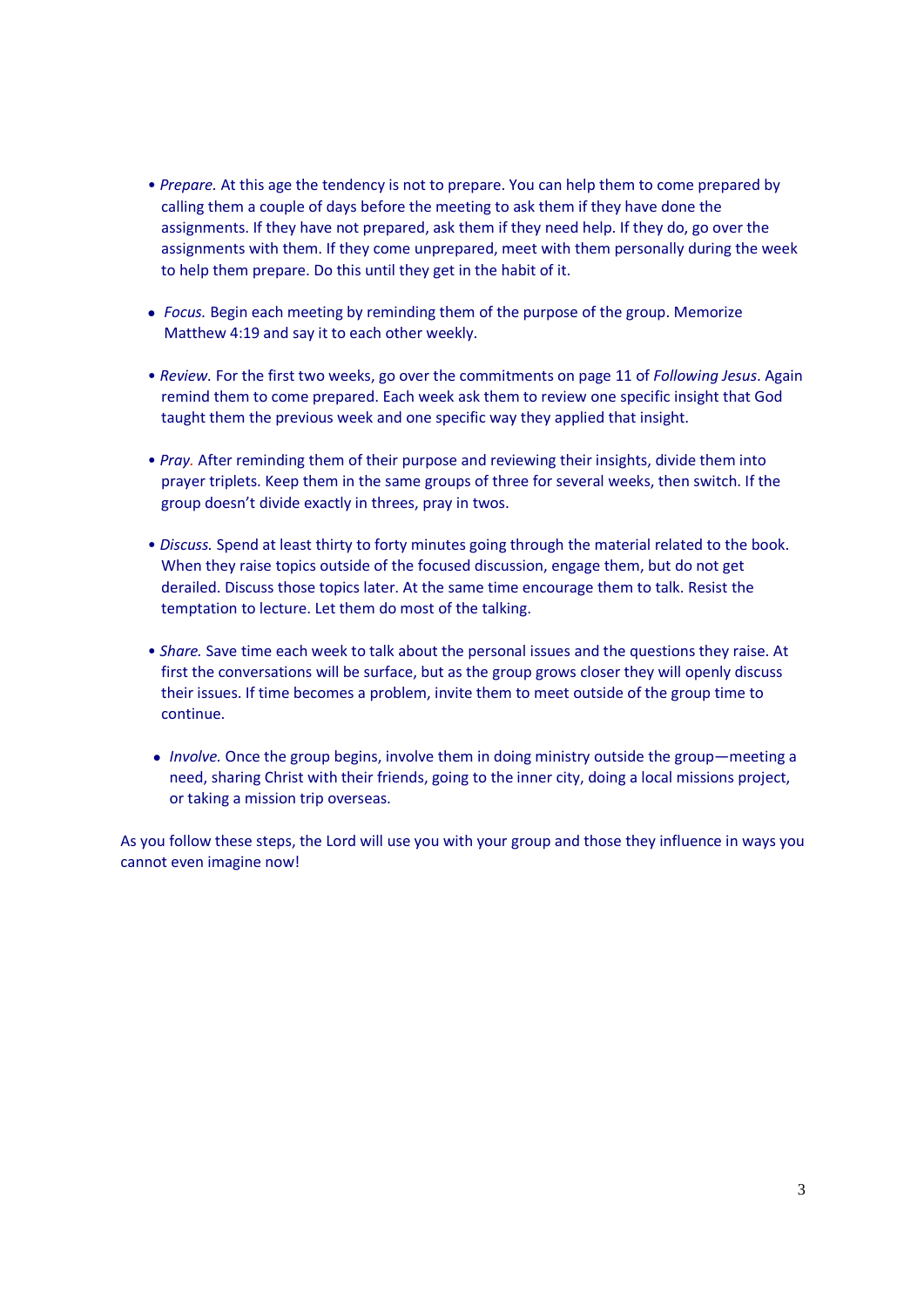- *Prepare.* At this age the tendency is not to prepare. You can help them to come prepared by calling them a couple of days before the meeting to ask them if they have done the assignments. If they have not prepared, ask them if they need help. If they do, go over the assignments with them. If they come unprepared, meet with them personally during the week to help them prepare. Do this until they get in the habit of it.

- *Focus.* Begin each meeting by reminding them of the purpose of the group. Memorize Matthew 4:19 and say it to each other weekly.

- *Review.* For the first two weeks, go over the commitments on page 11 of *Following Jesus*. Again remind them to come prepared. Each week ask them to review one specific insight that God taught them the previous week and one specific way they applied that insight.

- *Pray.* After reminding them of their purpose and reviewing their insights, divide them into prayer triplets. Keep them in the same groups of three for several weeks, then switch. If the group doesn't divide exactly in threes, pray in twos.

- *Discuss.* Spend at least thirty to forty minutes going through the material related to the book. When they raise topics outside of the focused discussion, engage them, but do not get derailed. Discuss those topics later. At the same time encourage them to talk. Resist the temptation to lecture. Let them do most of the talking.

- *Share.* Save time each week to talk about the personal issues and the questions they raise. At first the conversations will be surface, but as the group grows closer they will openly discuss their issues. If time becomes a problem, invite them to meet outside of the group time to continue.

- *Involve.* Once the group begins, involve them in doing ministry outside the group—meeting a need, sharing Christ with their friends, going to the inner city, doing a local missions project, or taking a mission trip overseas.

As you follow these steps, the Lord will use you with your group and those they influence in ways you cannot even imagine now!